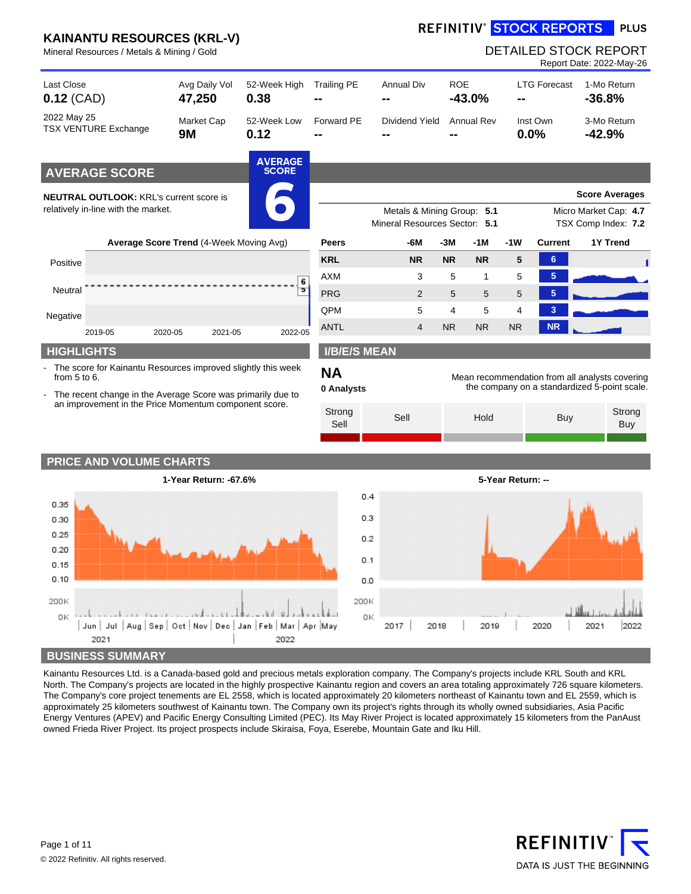# KAINANTU RESOURCES (KRL-V)

Mineral Resources / Metals & Mining / Gold

REFINITIV® STOCK REPORTS PLUS

DETAILED STOCK REPORT

Report Date: 2022-May-26

| Last Close | Avg Daily Vol | 52-Week High | Trailing PE | Annual Div | ROE | LTG Forecast | 1-Mo Return |
|---|---|---|---|---|---|---|---|
| **0.12** (CAD) | **47,250** | **0.38** | **--** | **--** | **-43.0%** | **--** | **-36.8%** |
| 2022 May 25 TSX VENTURE Exchange | Market Cap | 52-Week Low | Forward PE | Dividend Yield | Annual Rev | Inst Own | 3-Mo Return |
| | **9M** | **0.12** | **--** | **--** | **--** | **0.0%** | **-42.9%** |

## AVERAGE SCORE

**AVERAGE SCORE 6**

**NEUTRAL OUTLOOK:** KRL's current score is relatively in-line with the market.

**Average Score Trend** (4-Week Moving Avg)

**Score Averages**

| | | | |
|---|---|---|---|
| Metals & Mining Group: | **5.1** | Micro Market Cap: | **4.7** |
| Mineral Resources Sector: | **5.1** | TSX Comp Index: | **7.2** |

| Peers | -6M | -3M | -1M | -1W | Current | 1Y Trend |
|---|---|---|---|---|---|---|
| **KRL** | **NR** | **NR** | **NR** | **5** | **6** | |
| AXM | 3 | 5 | 1 | 5 | 5 | |
| PRG | 2 | 5 | 5 | 5 | 5 | |
| QPM | 5 | 4 | 5 | 4 | 3 | |
| ANTL | 4 | NR | NR | NR | NR | |

## HIGHLIGHTS

- The score for Kainantu Resources improved slightly this week from 5 to 6.
- The recent change in the Average Score was primarily due to an improvement in the Price Momentum component score.

## I/B/E/S MEAN

**NA**

**0 Analysts**

Mean recommendation from all analysts covering the company on a standardized 5-point scale.

Strong Sell | Sell | Hold | Buy | Strong Buy

## PRICE AND VOLUME CHARTS

**1-Year Return: -67.6%**

**5-Year Return: --**

## BUSINESS SUMMARY

Kainantu Resources Ltd. is a Canada-based gold and precious metals exploration company. The Company's projects include KRL South and KRL North. The Company's projects are located in the highly prospective Kainantu region and covers an area totaling approximately 726 square kilometers. The Company's core project tenements are EL 2558, which is located approximately 20 kilometers northeast of Kainantu town and EL 2559, which is approximately 25 kilometers southwest of Kainantu town. The Company own its project's rights through its wholly owned subsidiaries, Asia Pacific Energy Ventures (APEV) and Pacific Energy Consulting Limited (PEC). Its May River Project is located approximately 15 kilometers from the PanAust owned Frieda River Project. Its project prospects include Skiraisa, Foya, Eserebe, Mountain Gate and Iku Hill.

© 2022 Refinitiv. All rights reserved.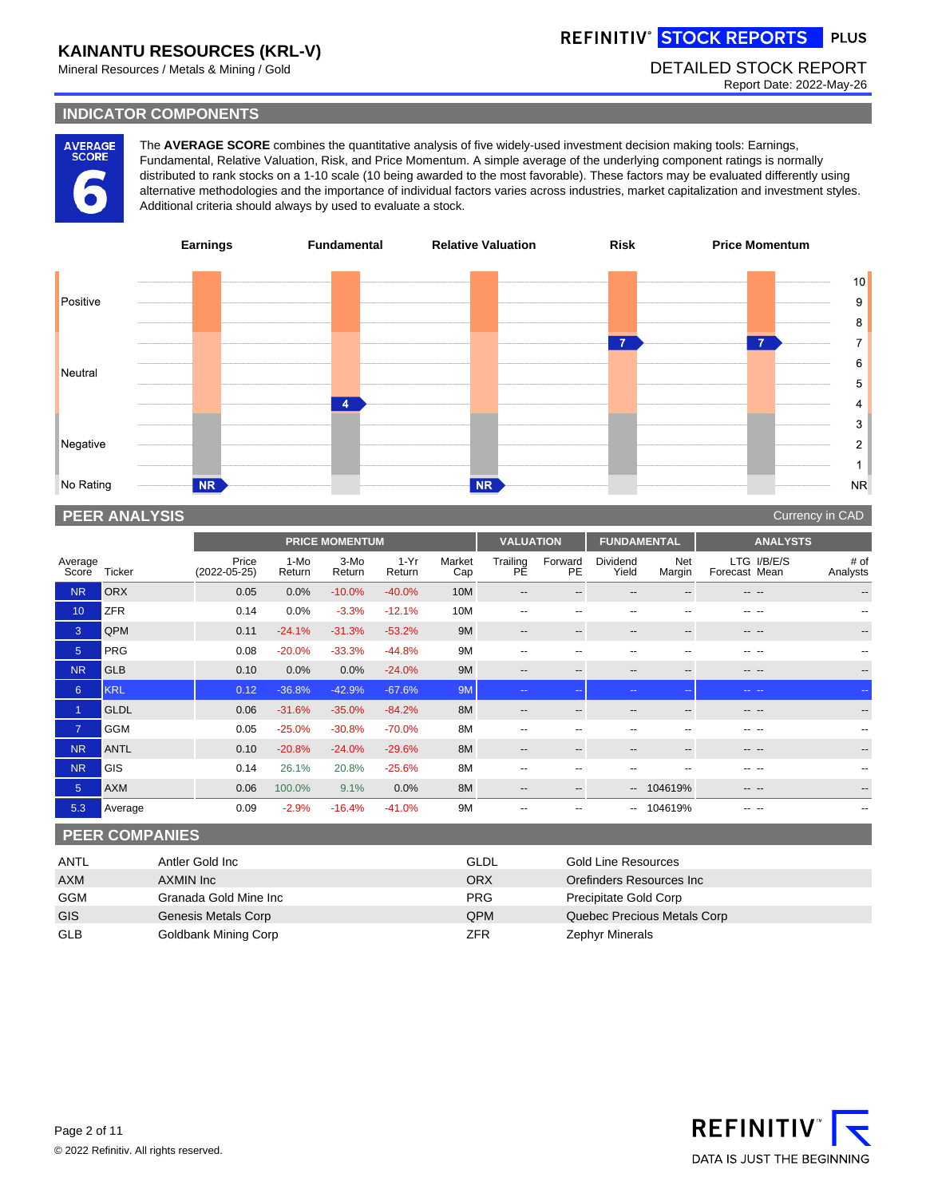# KAINANTU RESOURCES (KRL-V)

Mineral Resources / Metals & Mining / Gold

REFINITIV® STOCK REPORTS PLUS

DETAILED STOCK REPORT

Report Date: 2022-May-26

## INDICATOR COMPONENTS

**AVERAGE SCORE 6**

The **AVERAGE SCORE** combines the quantitative analysis of five widely-used investment decision making tools: Earnings, Fundamental, Relative Valuation, Risk, and Price Momentum. A simple average of the underlying component ratings is normally distributed to rank stocks on a 1-10 scale (10 being awarded to the most favorable). These factors may be evaluated differently using alternative methodologies and the importance of individual factors varies across industries, market capitalization and investment styles. Additional criteria should always by used to evaluate a stock.

| Earnings | Fundamental | Relative Valuation | Risk | Price Momentum |
|---|---|---|---|---|
| NR | 4 | NR | 7 | 7 |

## PEER ANALYSIS

Currency in CAD

| | | PRICE MOMENTUM | | | | | VALUATION | | FUNDAMENTAL | | ANALYSTS | | |
|---|---|---|---|---|---|---|---|---|---|---|---|---|---|
| Average Score | Ticker | Price (2022-05-25) | 1-Mo Return | 3-Mo Return | 1-Yr Return | Market Cap | Trailing PE | Forward PE | Dividend Yield | Net Margin | LTG Forecast | I/B/E/S Mean | # of Analysts |
| NR | ORX | 0.05 | 0.0% | -10.0% | -40.0% | 10M | -- | -- | -- | -- | -- | -- | -- |
| 10 | ZFR | 0.14 | 0.0% | -3.3% | -12.1% | 10M | -- | -- | -- | -- | -- | -- | -- |
| 3 | QPM | 0.11 | -24.1% | -31.3% | -53.2% | 9M | -- | -- | -- | -- | -- | -- | -- |
| 5 | PRG | 0.08 | -20.0% | -33.3% | -44.8% | 9M | -- | -- | -- | -- | -- | -- | -- |
| NR | GLB | 0.10 | 0.0% | 0.0% | -24.0% | 9M | -- | -- | -- | -- | -- | -- | -- |
| 6 | KRL | 0.12 | -36.8% | -42.9% | -67.6% | 9M | -- | -- | -- | -- | -- | -- | -- |
| 1 | GLDL | 0.06 | -31.6% | -35.0% | -84.2% | 8M | -- | -- | -- | -- | -- | -- | -- |
| 7 | GGM | 0.05 | -25.0% | -30.8% | -70.0% | 8M | -- | -- | -- | -- | -- | -- | -- |
| NR | ANTL | 0.10 | -20.8% | -24.0% | -29.6% | 8M | -- | -- | -- | -- | -- | -- | -- |
| NR | GIS | 0.14 | 26.1% | 20.8% | -25.6% | 8M | -- | -- | -- | -- | -- | -- | -- |
| 5 | AXM | 0.06 | 100.0% | 9.1% | 0.0% | 8M | -- | -- | -- | 104619% | -- | -- | -- |
| 5.3 | Average | 0.09 | -2.9% | -16.4% | -41.0% | 9M | -- | -- | -- | 104619% | -- | -- | -- |

## PEER COMPANIES

| | | | |
|---|---|---|---|
| ANTL | Antler Gold Inc | GLDL | Gold Line Resources |
| AXM | AXMIN Inc | ORX | Orefinders Resources Inc |
| GGM | Granada Gold Mine Inc | PRG | Precipitate Gold Corp |
| GIS | Genesis Metals Corp | QPM | Quebec Precious Metals Corp |
| GLB | Goldbank Mining Corp | ZFR | Zephyr Minerals |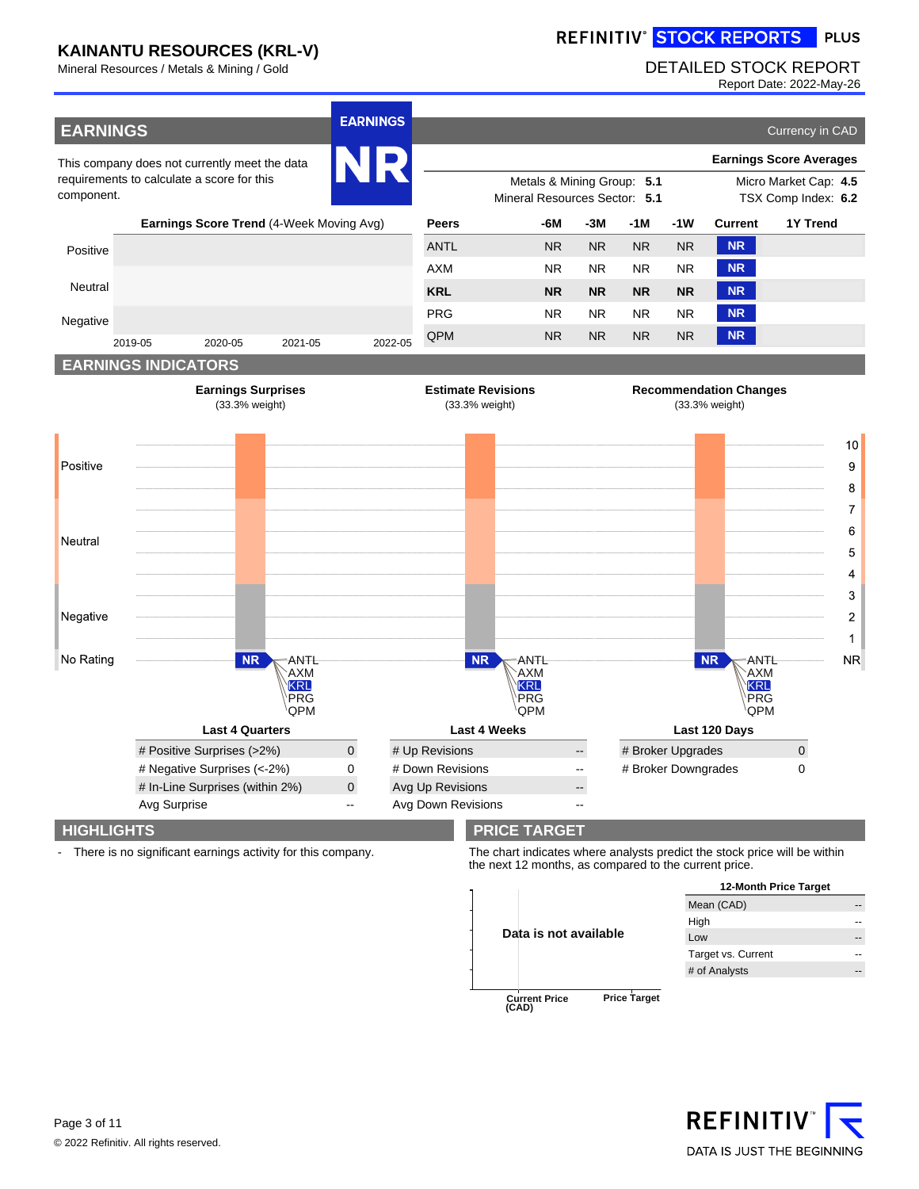## EARNINGS

**EARNINGS**

**NR**

Currency in CAD

This company does not currently meet the data requirements to calculate a score for this component.

**Earnings Score Averages**

| | | | |
|---|---|---|---|
| Metals & Mining Group: | **5.1** | Micro Market Cap: | **4.5** |
| Mineral Resources Sector: | **5.1** | TSX Comp Index: | **6.2** |

**Earnings Score Trend** (4-Week Moving Avg)

| Peers | -6M | -3M | -1M | -1W | Current | 1Y Trend |
|---|---|---|---|---|---|---|
| ANTL | NR | NR | NR | NR | NR | |
| AXM | NR | NR | NR | NR | NR | |
| **KRL** | **NR** | **NR** | **NR** | **NR** | **NR** | |
| PRG | NR | NR | NR | NR | NR | |
| QPM | NR | NR | NR | NR | NR | |

## EARNINGS INDICATORS

**Earnings Surprises** (33.3% weight) — **Estimate Revisions** (33.3% weight) — **Recommendation Changes** (33.3% weight)

**Last 4 Quarters**

| | |
|---|---|
| # Positive Surprises (>2%) | 0 |
| # Negative Surprises (<-2%) | 0 |
| # In-Line Surprises (within 2%) | 0 |
| Avg Surprise | -- |

**Last 4 Weeks**

| | |
|---|---|
| # Up Revisions | -- |
| # Down Revisions | -- |
| Avg Up Revisions | -- |
| Avg Down Revisions | -- |

**Last 120 Days**

| | |
|---|---|
| # Broker Upgrades | 0 |
| # Broker Downgrades | 0 |

## HIGHLIGHTS

- There is no significant earnings activity for this company.

## PRICE TARGET

The chart indicates where analysts predict the stock price will be within the next 12 months, as compared to the current price.

Data is not available

**12-Month Price Target**

| | |
|---|---|
| Mean (CAD) | -- |
| High | -- |
| Low | -- |
| Target vs. Current | -- |
| # of Analysts | -- |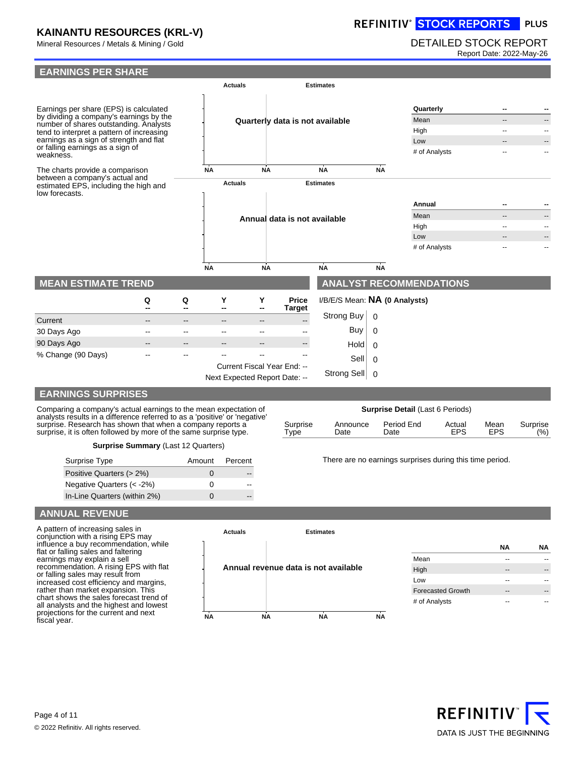## EARNINGS PER SHARE

Earnings per share (EPS) is calculated by dividing a company's earnings by the number of shares outstanding. Analysts tend to interpret a pattern of increasing earnings as a sign of strength and flat or falling earnings as a sign of weakness.

The charts provide a comparison between a company's actual and estimated EPS, including the high and low forecasts.

Actuals | Estimates

Quarterly data is not available

NA NA NA NA

| Quarterly | -- | -- |
|---|---|---|
| Mean | -- | -- |
| High | -- | -- |
| Low | -- | -- |
| # of Analysts | -- | -- |

Actuals | Estimates

Annual data is not available

NA NA NA NA

| Annual | -- | -- |
|---|---|---|
| Mean | -- | -- |
| High | -- | -- |
| Low | -- | -- |
| # of Analysts | -- | -- |

## MEAN ESTIMATE TREND

| | Q -- | Q -- | Y -- | Y -- | Price Target |
|---|---|---|---|---|---|
| Current | -- | -- | -- | -- | -- |
| 30 Days Ago | -- | -- | -- | -- | -- |
| 90 Days Ago | -- | -- | -- | -- | -- |
| % Change (90 Days) | -- | -- | -- | -- | -- |

Current Fiscal Year End: --

Next Expected Report Date: --

## ANALYST RECOMMENDATIONS

I/B/E/S Mean: **NA** **(0 Analysts)**

| Recommendation | Count |
|---|---|
| Strong Buy | 0 |
| Buy | 0 |
| Hold | 0 |
| Sell | 0 |
| Strong Sell | 0 |

## EARNINGS SURPRISES

Comparing a company's actual earnings to the mean expectation of analysts results in a difference referred to as a 'positive' or 'negative' surprise. Research has shown that when a company reports a surprise, it is often followed by more of the same surprise type.

**Surprise Summary** (Last 12 Quarters)

| Surprise Type | Amount | Percent |
|---|---|---|
| Positive Quarters (> 2%) | 0 | -- |
| Negative Quarters (< -2%) | 0 | -- |
| In-Line Quarters (within 2%) | 0 | -- |

**Surprise Detail** (Last 6 Periods)

| Surprise Type | Announce Date | Period End Date | Actual EPS | Mean EPS | Surprise (%) |
|---|---|---|---|---|---|

There are no earnings surprises during this time period.

## ANNUAL REVENUE

A pattern of increasing sales in conjunction with a rising EPS may influence a buy recommendation, while flat or falling sales and faltering earnings may explain a sell recommendation. A rising EPS with flat or falling sales may result from increased cost efficiency and margins, rather than market expansion. This chart shows the sales forecast trend of all analysts and the highest and lowest projections for the current and next fiscal year.

Actuals | Estimates

Annual revenue data is not available

NA NA NA NA

| | NA | NA |
|---|---|---|
| Mean | -- | -- |
| High | -- | -- |
| Low | -- | -- |
| Forecasted Growth | -- | -- |
| # of Analysts | -- | -- |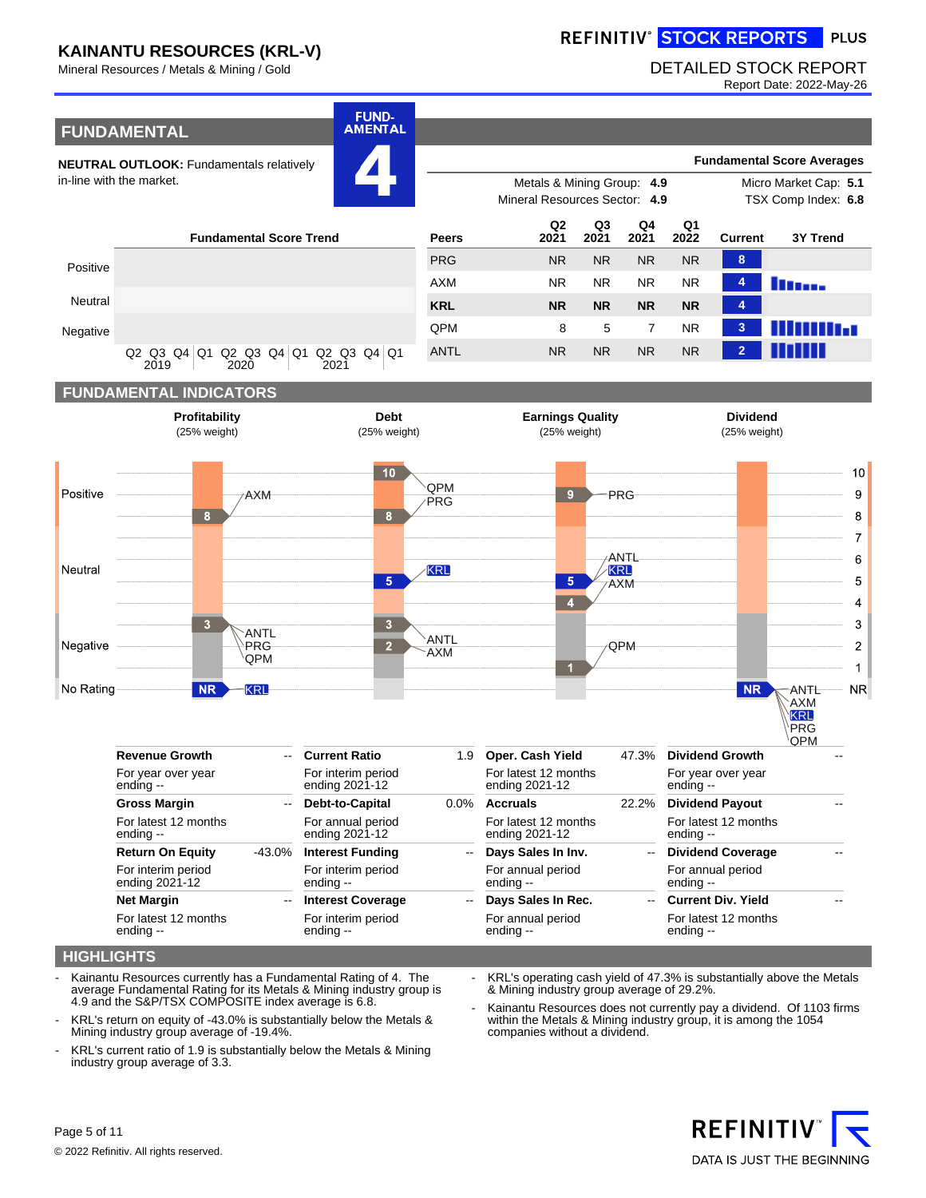# KAINANTU RESOURCES (KRL-V)

Mineral Resources / Metals & Mining / Gold

REFINITIV STOCK REPORTS PLUS

DETAILED STOCK REPORT

Report Date: 2022-May-26

## FUNDAMENTAL

**NEUTRAL OUTLOOK:** Fundamentals relatively in-line with the market.

FUND-AMENTAL **4**

**Fundamental Score Averages**

| | |
|---|---|
| Metals & Mining Group: **4.9** | Micro Market Cap: **5.1** |
| Mineral Resources Sector: **4.9** | TSX Comp Index: **6.8** |

**Fundamental Score Trend**

| Peers | Q2 2021 | Q3 2021 | Q4 2021 | Q1 2022 | Current |
|---|---|---|---|---|---|
| PRG | NR | NR | NR | NR | 8 |
| AXM | NR | NR | NR | NR | 4 |
| **KRL** | **NR** | **NR** | **NR** | **NR** | 4 |
| QPM | 8 | 5 | 7 | NR | 3 |
| ANTL | NR | NR | NR | NR | 2 |

## FUNDAMENTAL INDICATORS

| Profitability (25% weight) | Debt (25% weight) | Earnings Quality (25% weight) | Dividend (25% weight) |
|---|---|---|---|
| AXM: 8 | QPM: 10, PRG: 8 | PRG: 9 | — |
| ANTL, PRG, QPM: 3 | KRL: 5 | ANTL, KRL, AXM: 5 / 4 | — |
| KRL: NR | ANTL, AXM: 3 / 2 | QPM: 1 | ANTL, AXM, KRL, PRG, QPM: NR |

| Indicator | Value | Indicator | Value | Indicator | Value | Indicator | Value |
|---|---|---|---|---|---|---|---|
| **Revenue Growth** For year over year ending -- | -- | **Current Ratio** For interim period ending 2021-12 | 1.9 | **Oper. Cash Yield** For latest 12 months ending 2021-12 | 47.3% | **Dividend Growth** For year over year ending -- | -- |
| **Gross Margin** For latest 12 months ending -- | -- | **Debt-to-Capital** For annual period ending 2021-12 | 0.0% | **Accruals** For latest 12 months ending 2021-12 | 22.2% | **Dividend Payout** For latest 12 months ending -- | -- |
| **Return On Equity** For interim period ending 2021-12 | -43.0% | **Interest Funding** For interim period ending -- | -- | **Days Sales In Inv.** For annual period ending -- | -- | **Dividend Coverage** For annual period ending -- | -- |
| **Net Margin** For latest 12 months ending -- | -- | **Interest Coverage** For interim period ending -- | -- | **Days Sales In Rec.** For annual period ending -- | -- | **Current Div. Yield** For latest 12 months ending -- | -- |

## HIGHLIGHTS

- Kainantu Resources currently has a Fundamental Rating of 4. The average Fundamental Rating for its Metals & Mining industry group is 4.9 and the S&P/TSX COMPOSITE index average is 6.8.
- KRL's return on equity of -43.0% is substantially below the Metals & Mining industry group average of -19.4%.
- KRL's current ratio of 1.9 is substantially below the Metals & Mining industry group average of 3.3.
- KRL's operating cash yield of 47.3% is substantially above the Metals & Mining industry group average of 29.2%.
- Kainantu Resources does not currently pay a dividend. Of 1103 firms within the Metals & Mining industry group, it is among the 1054 companies without a dividend.

© 2022 Refinitiv. All rights reserved.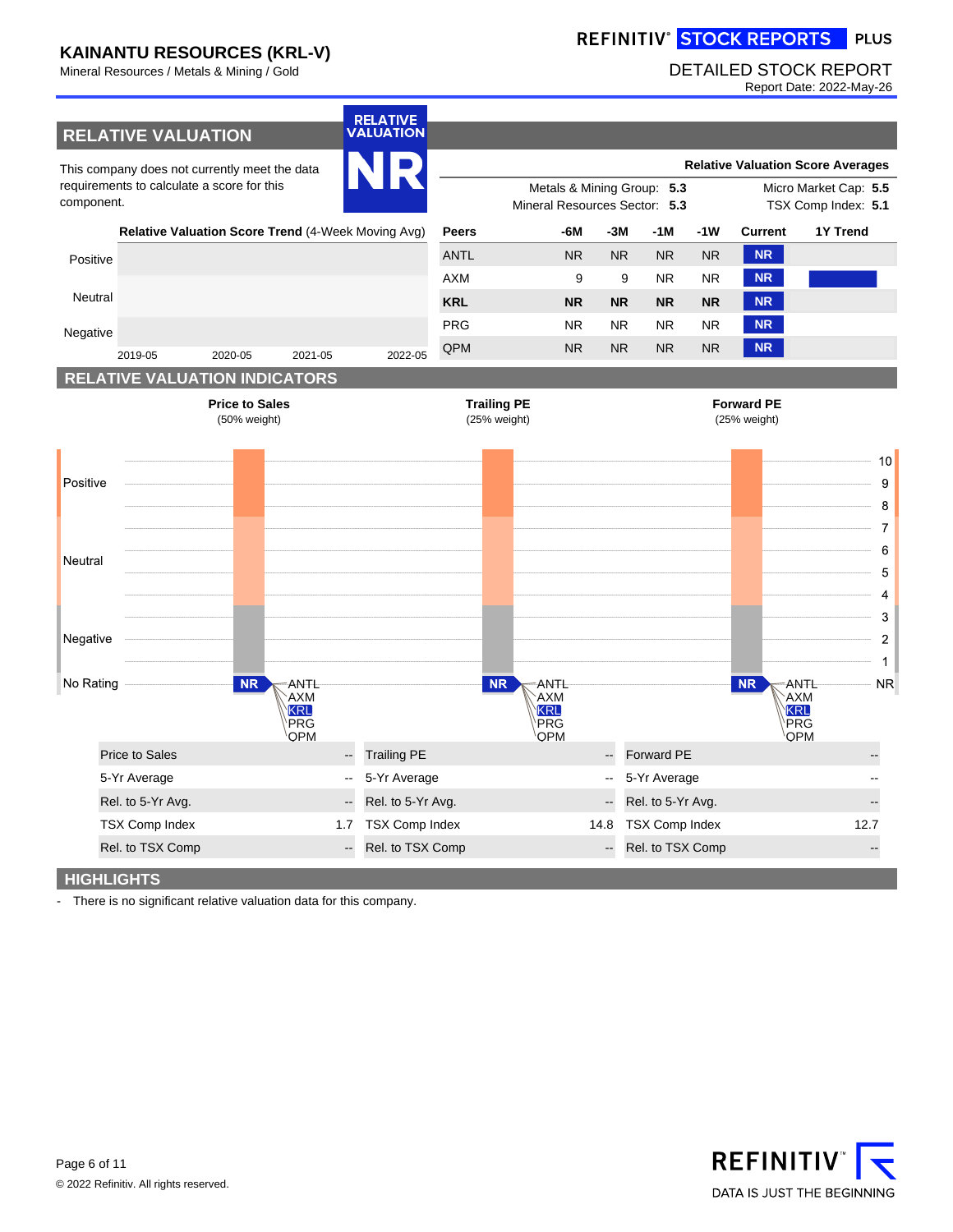## RELATIVE VALUATION

**RELATIVE VALUATION**
**NR**

This company does not currently meet the data requirements to calculate a score for this component.

**Relative Valuation Score Averages**

| | | | |
|---|---|---|---|
| Metals & Mining Group: | **5.3** | Micro Market Cap: | **5.5** |
| Mineral Resources Sector: | **5.3** | TSX Comp Index: | **5.1** |

**Relative Valuation Score Trend** (4-Week Moving Avg)

Positive / Neutral / Negative — 2019-05, 2020-05, 2021-05, 2022-05

| Peers | -6M | -3M | -1M | -1W | Current | 1Y Trend |
|---|---|---|---|---|---|---|
| ANTL | NR | NR | NR | NR | NR | |
| AXM | 9 | 9 | NR | NR | NR | |
| **KRL** | **NR** | **NR** | **NR** | **NR** | **NR** | |
| PRG | NR | NR | NR | NR | NR | |
| QPM | NR | NR | NR | NR | NR | |

## RELATIVE VALUATION INDICATORS

**Price to Sales** (50% weight) — NR: ANTL, AXM, KRL, PRG, OPM

**Trailing PE** (25% weight) — NR: ANTL, AXM, KRL, PRG, OPM

**Forward PE** (25% weight) — NR: ANTL, AXM, KRL, PRG, OPM

| Price to Sales | -- | Trailing PE | -- | Forward PE | -- |
|---|---|---|---|---|---|
| 5-Yr Average | -- | 5-Yr Average | -- | 5-Yr Average | -- |
| Rel. to 5-Yr Avg. | -- | Rel. to 5-Yr Avg. | -- | Rel. to 5-Yr Avg. | -- |
| TSX Comp Index | 1.7 | TSX Comp Index | 14.8 | TSX Comp Index | 12.7 |
| Rel. to TSX Comp | -- | Rel. to TSX Comp | -- | Rel. to TSX Comp | -- |

## HIGHLIGHTS

- There is no significant relative valuation data for this company.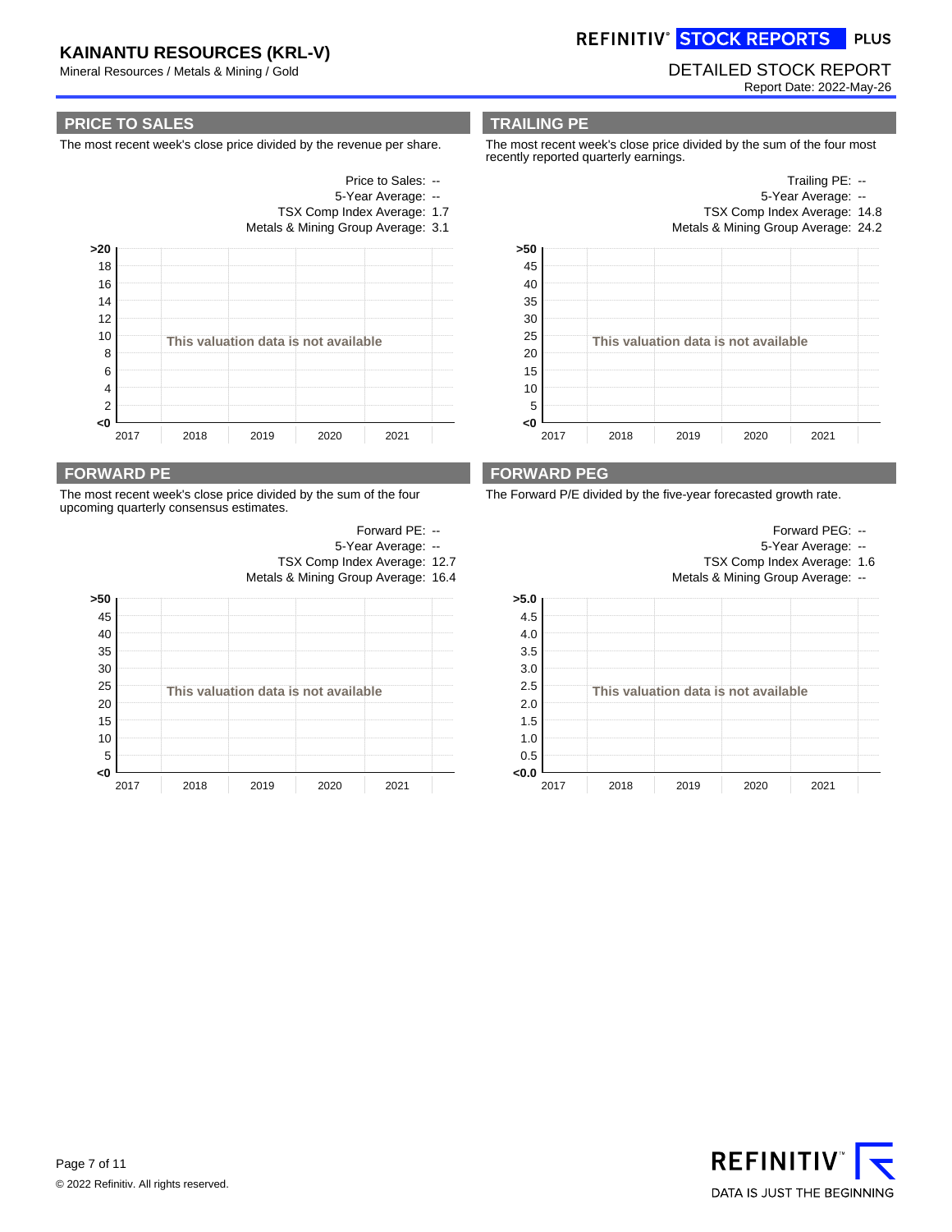## PRICE TO SALES

The most recent week's close price divided by the revenue per share.

Price to Sales: --
5-Year Average: --
TSX Comp Index Average: 1.7
Metals & Mining Group Average: 3.1

This valuation data is not available

## TRAILING PE

The most recent week's close price divided by the sum of the four most recently reported quarterly earnings.

Trailing PE: --
5-Year Average: --
TSX Comp Index Average: 14.8
Metals & Mining Group Average: 24.2

This valuation data is not available

## FORWARD PE

The most recent week's close price divided by the sum of the four upcoming quarterly consensus estimates.

Forward PE: --
5-Year Average: --
TSX Comp Index Average: 12.7
Metals & Mining Group Average: 16.4

This valuation data is not available

## FORWARD PEG

The Forward P/E divided by the five-year forecasted growth rate.

Forward PEG: --
5-Year Average: --
TSX Comp Index Average: 1.6
Metals & Mining Group Average: --

This valuation data is not available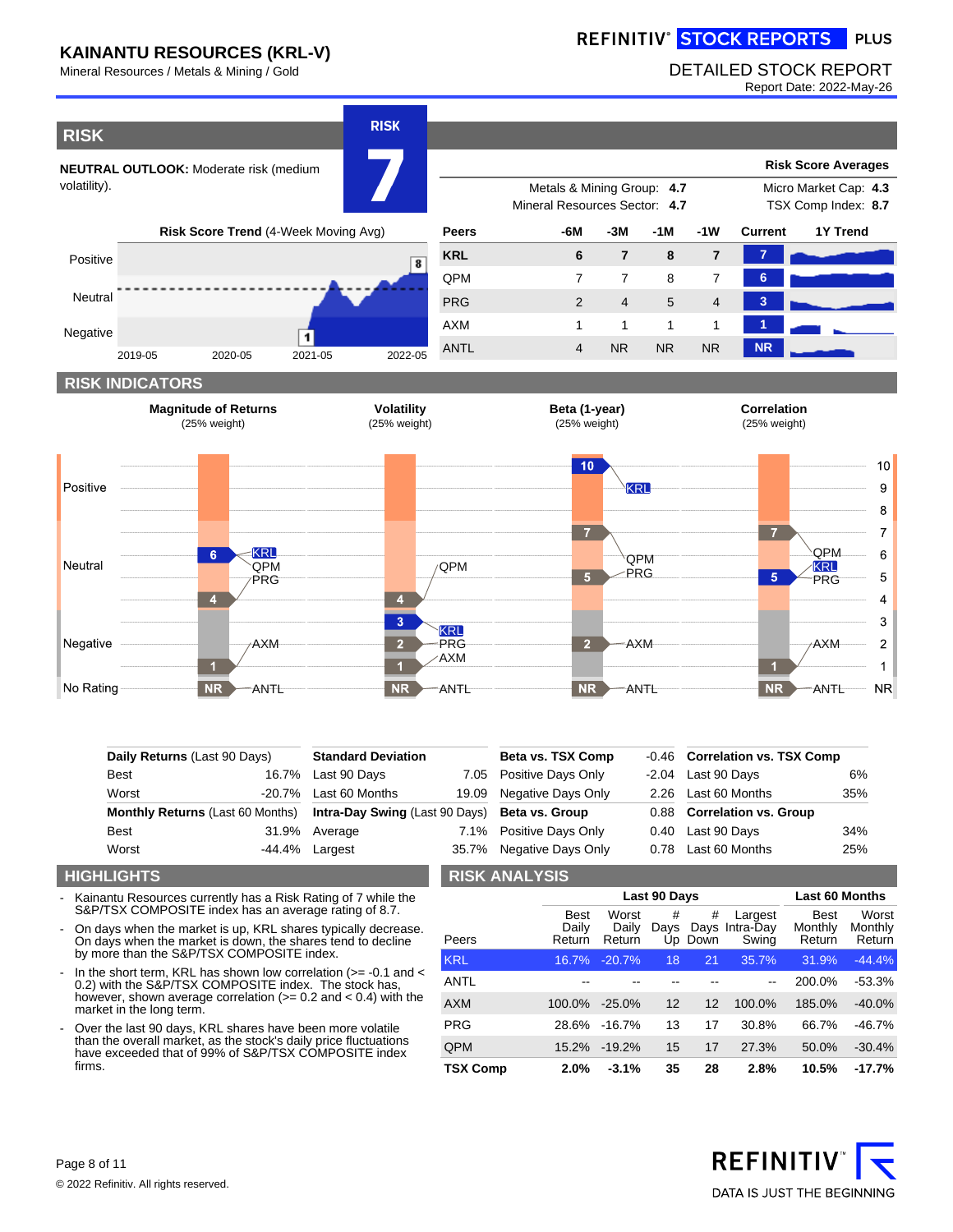# KAINANTU RESOURCES (KRL-V)

Mineral Resources / Metals & Mining / Gold

REFINITIV® STOCK REPORTS PLUS

DETAILED STOCK REPORT

Report Date: 2022-May-26

## RISK

**RISK 7**

**NEUTRAL OUTLOOK:** Moderate risk (medium volatility).

**Risk Score Averages**

| | | | |
|---|---|---|---|
| Metals & Mining Group: | **4.7** | Micro Market Cap: | **4.3** |
| Mineral Resources Sector: | **4.7** | TSX Comp Index: | **8.7** |

**Risk Score Trend** (4-Week Moving Avg)

| Peers | -6M | -3M | -1M | -1W | Current | 1Y Trend |
|---|---|---|---|---|---|---|
| **KRL** | 6 | 7 | 8 | 7 | 7 | |
| QPM | 7 | 7 | 8 | 7 | 6 | |
| PRG | 2 | 4 | 5 | 4 | 3 | |
| AXM | 1 | 1 | 1 | 1 | 1 | |
| ANTL | 4 | NR | NR | NR | NR | |

## RISK INDICATORS

Magnitude of Returns (25% weight) | Volatility (25% weight) | Beta (1-year) (25% weight) | Correlation (25% weight)

| Daily Returns (Last 90 Days) | | Standard Deviation | | Beta vs. TSX Comp | -0.46 | Correlation vs. TSX Comp | |
|---|---|---|---|---|---|---|---|
| Best | 16.7% | Last 90 Days | 7.05 | Positive Days Only | -2.04 | Last 90 Days | 6% |
| Worst | -20.7% | Last 60 Months | 19.09 | Negative Days Only | 2.26 | Last 60 Months | 35% |
| **Monthly Returns** (Last 60 Months) | | **Intra-Day Swing** (Last 90 Days) | | **Beta vs. Group** | 0.88 | **Correlation vs. Group** | |
| Best | 31.9% | Average | 7.1% | Positive Days Only | 0.40 | Last 90 Days | 34% |
| Worst | -44.4% | Largest | 35.7% | Negative Days Only | 0.78 | Last 60 Months | 25% |

## HIGHLIGHTS

- Kainantu Resources currently has a Risk Rating of 7 while the S&P/TSX COMPOSITE index has an average rating of 8.7.
- On days when the market is up, KRL shares typically decrease. On days when the market is down, the shares tend to decline by more than the S&P/TSX COMPOSITE index.
- In the short term, KRL has shown low correlation (>= -0.1 and < 0.2) with the S&P/TSX COMPOSITE index. The stock has, however, shown average correlation (>= 0.2 and < 0.4) with the market in the long term.
- Over the last 90 days, KRL shares have been more volatile than the overall market, as the stock's daily price fluctuations have exceeded that of 99% of S&P/TSX COMPOSITE index firms.

## RISK ANALYSIS

| | Last 90 Days | | | | | Last 60 Months | |
|---|---|---|---|---|---|---|---|
| Peers | Best Daily Return | Worst Daily Return | # Days Up | # Days Down | Largest Intra-Day Swing | Best Monthly Return | Worst Monthly Return |
| KRL | 16.7% | -20.7% | 18 | 21 | 35.7% | 31.9% | -44.4% |
| ANTL | -- | -- | -- | -- | -- | 200.0% | -53.3% |
| AXM | 100.0% | -25.0% | 12 | 12 | 100.0% | 185.0% | -40.0% |
| PRG | 28.6% | -16.7% | 13 | 17 | 30.8% | 66.7% | -46.7% |
| QPM | 15.2% | -19.2% | 15 | 17 | 27.3% | 50.0% | -30.4% |
| **TSX Comp** | **2.0%** | **-3.1%** | **35** | **28** | **2.8%** | **10.5%** | **-17.7%** |

© 2022 Refinitiv. All rights reserved.

REFINITIV DATA IS JUST THE BEGINNING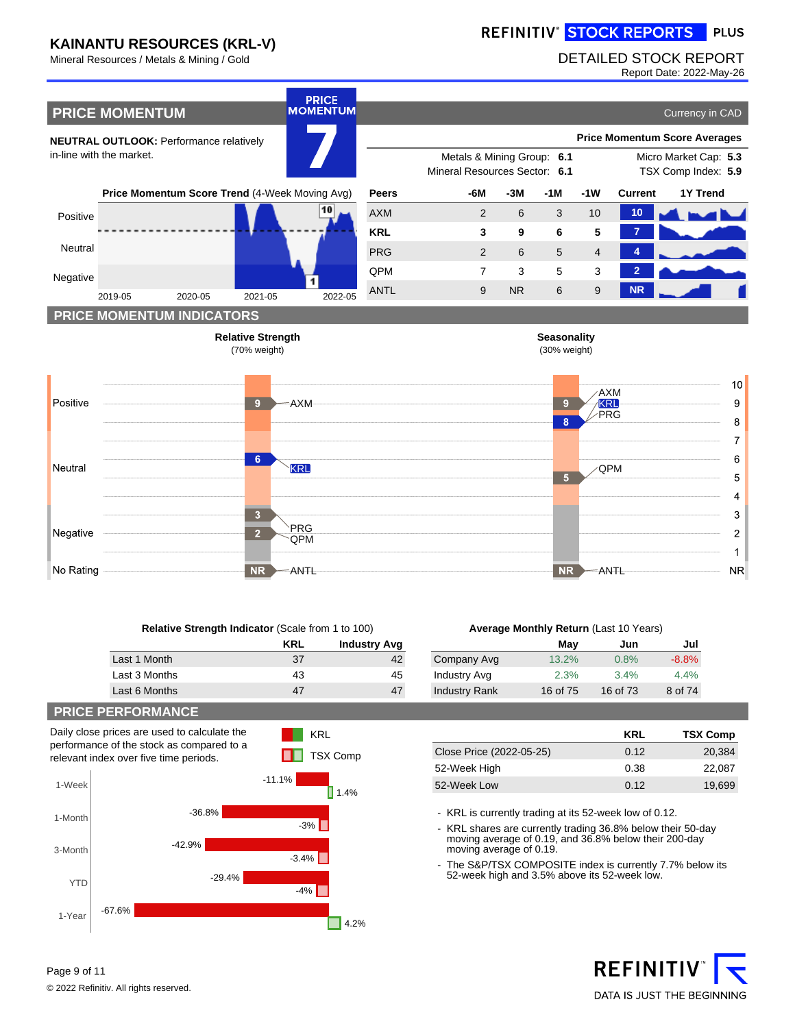# KAINANTU RESOURCES (KRL-V)

Mineral Resources / Metals & Mining / Gold

REFINITIV® STOCK REPORTS PLUS

DETAILED STOCK REPORT

Report Date: 2022-May-26

## PRICE MOMENTUM

PRICE MOMENTUM **7**

Currency in CAD

**NEUTRAL OUTLOOK:** Performance relatively in-line with the market.

**Price Momentum Score Averages**

| | | | |
|---|---|---|---|
| Metals & Mining Group: | **6.1** | Micro Market Cap: | **5.3** |
| Mineral Resources Sector: | **6.1** | TSX Comp Index: | **5.9** |

**Price Momentum Score Trend** (4-Week Moving Avg)

| Peers | -6M | -3M | -1M | -1W | Current |
|---|---|---|---|---|---|
| AXM | 2 | 6 | 3 | 10 | 10 |
| **KRL** | **3** | **9** | **6** | **5** | **7** |
| PRG | 2 | 6 | 5 | 4 | 4 |
| QPM | 7 | 3 | 5 | 3 | 2 |
| ANTL | 9 | NR | 6 | 9 | NR |

## PRICE MOMENTUM INDICATORS

**Relative Strength** (70% weight)

- Positive: 9 AXM
- Neutral: 6 KRL
- Negative: 3 PRG; 2 QPM
- No Rating: NR ANTL

**Seasonality** (30% weight)

- Positive: 9 AXM, KRL; 8 PRG
- Neutral: 5 QPM
- No Rating: NR ANTL

**Relative Strength Indicator** (Scale from 1 to 100)

| | KRL | Industry Avg |
|---|---|---|
| Last 1 Month | 37 | 42 |
| Last 3 Months | 43 | 45 |
| Last 6 Months | 47 | 47 |

**Average Monthly Return** (Last 10 Years)

| | May | Jun | Jul |
|---|---|---|---|
| Company Avg | 13.2% | 0.8% | -8.8% |
| Industry Avg | 2.3% | 3.4% | 4.4% |
| Industry Rank | 16 of 75 | 16 of 73 | 8 of 74 |

## PRICE PERFORMANCE

Daily close prices are used to calculate the performance of the stock as compared to a relevant index over five time periods.

| | KRL | TSX Comp |
|---|---|---|
| 1-Week | -11.1% | 1.4% |
| 1-Month | -36.8% | -3% |
| 3-Month | -42.9% | -3.4% |
| YTD | -29.4% | -4% |
| 1-Year | -67.6% | 4.2% |

| | KRL | TSX Comp |
|---|---|---|
| Close Price (2022-05-25) | 0.12 | 20,384 |
| 52-Week High | 0.38 | 22,087 |
| 52-Week Low | 0.12 | 19,699 |

- KRL is currently trading at its 52-week low of 0.12.
- KRL shares are currently trading 36.8% below their 50-day moving average of 0.19, and 36.8% below their 200-day moving average of 0.19.
- The S&P/TSX COMPOSITE index is currently 7.7% below its 52-week high and 3.5% above its 52-week low.

© 2022 Refinitiv. All rights reserved.

REFINITIV™ DATA IS JUST THE BEGINNING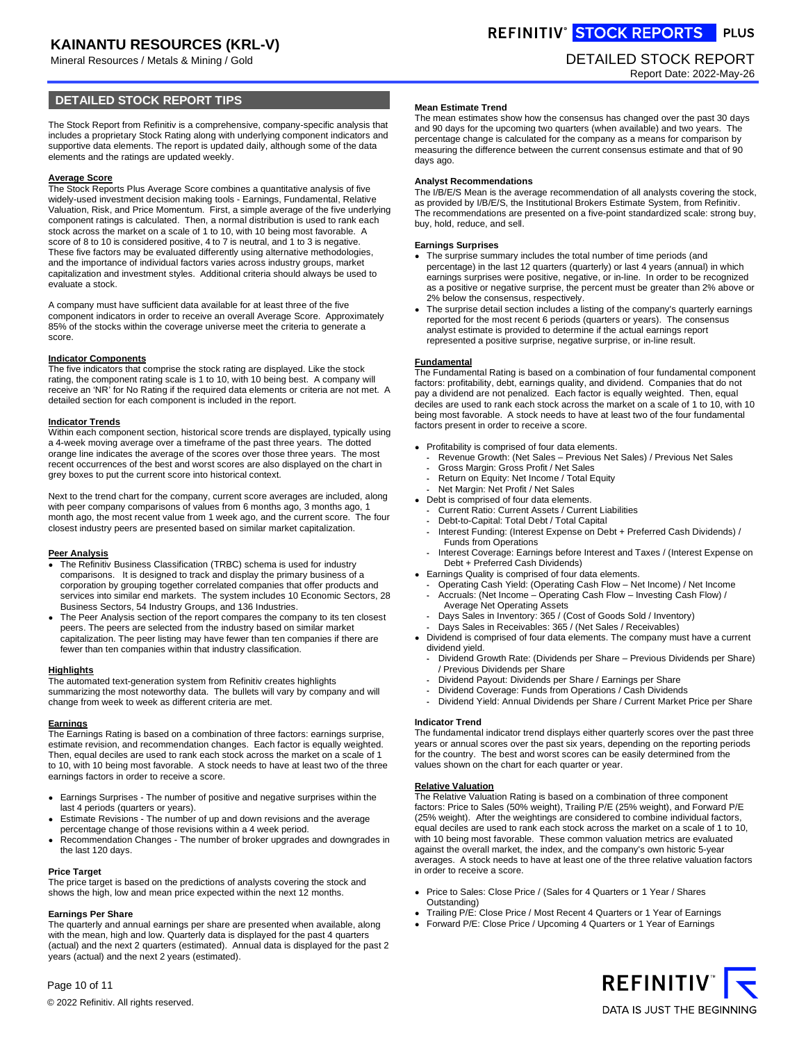## DETAILED STOCK REPORT TIPS

The Stock Report from Refinitiv is a comprehensive, company-specific analysis that includes a proprietary Stock Rating along with underlying component indicators and supportive data elements. The report is updated daily, although some of the data elements and the ratings are updated weekly.

**Average Score**

The Stock Reports Plus Average Score combines a quantitative analysis of five widely-used investment decision making tools - Earnings, Fundamental, Relative Valuation, Risk, and Price Momentum. First, a simple average of the five underlying component ratings is calculated. Then, a normal distribution is used to rank each stock across the market on a scale of 1 to 10, with 10 being most favorable. A score of 8 to 10 is considered positive, 4 to 7 is neutral, and 1 to 3 is negative. These five factors may be evaluated differently using alternative methodologies, and the importance of individual factors varies across industry groups, market capitalization and investment styles. Additional criteria should always be used to evaluate a stock.

A company must have sufficient data available for at least three of the five component indicators in order to receive an overall Average Score. Approximately 85% of the stocks within the coverage universe meet the criteria to generate a score.

**Indicator Components**

The five indicators that comprise the stock rating are displayed. Like the stock rating, the component rating scale is 1 to 10, with 10 being best. A company will receive an 'NR' for No Rating if the required data elements or criteria are not met. A detailed section for each component is included in the report.

**Indicator Trends**

Within each component section, historical score trends are displayed, typically using a 4-week moving average over a timeframe of the past three years. The dotted orange line indicates the average of the scores over those three years. The most recent occurrences of the best and worst scores are also displayed on the chart in grey boxes to put the current score into historical context.

Next to the trend chart for the company, current score averages are included, along with peer company comparisons of values from 6 months ago, 3 months ago, 1 month ago, the most recent value from 1 week ago, and the current score. The four closest industry peers are presented based on similar market capitalization.

**Peer Analysis**

- The Refinitiv Business Classification (TRBC) schema is used for industry comparisons. It is designed to track and display the primary business of a corporation by grouping together correlated companies that offer products and services into similar end markets. The system includes 10 Economic Sectors, 28 Business Sectors, 54 Industry Groups, and 136 Industries.
- The Peer Analysis section of the report compares the company to its ten closest peers. The peers are selected from the industry based on similar market capitalization. The peer listing may have fewer than ten companies if there are fewer than ten companies within that industry classification.

**Highlights**

The automated text-generation system from Refinitiv creates highlights summarizing the most noteworthy data. The bullets will vary by company and will change from week to week as different criteria are met.

**Earnings**

The Earnings Rating is based on a combination of three factors: earnings surprise, estimate revision, and recommendation changes. Each factor is equally weighted. Then, equal deciles are used to rank each stock across the market on a scale of 1 to 10, with 10 being most favorable. A stock needs to have at least two of the three earnings factors in order to receive a score.

- Earnings Surprises - The number of positive and negative surprises within the last 4 periods (quarters or years).
- Estimate Revisions - The number of up and down revisions and the average percentage change of those revisions within a 4 week period.
- Recommendation Changes - The number of broker upgrades and downgrades in the last 120 days.

**Price Target**

The price target is based on the predictions of analysts covering the stock and shows the high, low and mean price expected within the next 12 months.

**Earnings Per Share**

The quarterly and annual earnings per share are presented when available, along with the mean, high and low. Quarterly data is displayed for the past 4 quarters (actual) and the next 2 quarters (estimated). Annual data is displayed for the past 2 years (actual) and the next 2 years (estimated).

**Mean Estimate Trend**

The mean estimates show how the consensus has changed over the past 30 days and 90 days for the upcoming two quarters (when available) and two years. The percentage change is calculated for the company as a means for comparison by measuring the difference between the current consensus estimate and that of 90 days ago.

**Analyst Recommendations**

The I/B/E/S Mean is the average recommendation of all analysts covering the stock, as provided by I/B/E/S, the Institutional Brokers Estimate System, from Refinitiv. The recommendations are presented on a five-point standardized scale: strong buy, buy, hold, reduce, and sell.

**Earnings Surprises**

- The surprise summary includes the total number of time periods (and percentage) in the last 12 quarters (quarterly) or last 4 years (annual) in which earnings surprises were positive, negative, or in-line. In order to be recognized as a positive or negative surprise, the percent must be greater than 2% above or 2% below the consensus, respectively.
- The surprise detail section includes a listing of the company's quarterly earnings reported for the most recent 6 periods (quarters or years). The consensus analyst estimate is provided to determine if the actual earnings report represented a positive surprise, negative surprise, or in-line result.

**Fundamental**

The Fundamental Rating is based on a combination of four fundamental component factors: profitability, debt, earnings quality, and dividend. Companies that do not pay a dividend are not penalized. Each factor is equally weighted. Then, equal deciles are used to rank each stock across the market on a scale of 1 to 10, with 10 being most favorable. A stock needs to have at least two of the four fundamental factors present in order to receive a score.

- Profitability is comprised of four data elements.
  - Revenue Growth: (Net Sales – Previous Net Sales) / Previous Net Sales
  - Gross Margin: Gross Profit / Net Sales
  - Return on Equity: Net Income / Total Equity
  - Net Margin: Net Profit / Net Sales
- Debt is comprised of four data elements.
  - Current Ratio: Current Assets / Current Liabilities
  - Debt-to-Capital: Total Debt / Total Capital
  - Interest Funding: (Interest Expense on Debt + Preferred Cash Dividends) / Funds from Operations
  - Interest Coverage: Earnings before Interest and Taxes / (Interest Expense on Debt + Preferred Cash Dividends)
- Earnings Quality is comprised of four data elements.
  - Operating Cash Yield: (Operating Cash Flow – Net Income) / Net Income
  - Accruals: (Net Income – Operating Cash Flow – Investing Cash Flow) / Average Net Operating Assets
  - Days Sales in Inventory: 365 / (Cost of Goods Sold / Inventory)
  - Days Sales in Receivables: 365 / (Net Sales / Receivables)
- Dividend is comprised of four data elements. The company must have a current dividend yield.
  - Dividend Growth Rate: (Dividends per Share – Previous Dividends per Share) / Previous Dividends per Share
  - Dividend Payout: Dividends per Share / Earnings per Share
  - Dividend Coverage: Funds from Operations / Cash Dividends
  - Dividend Yield: Annual Dividends per Share / Current Market Price per Share

**Indicator Trend**

The fundamental indicator trend displays either quarterly scores over the past three years or annual scores over the past six years, depending on the reporting periods for the country. The best and worst scores can be easily determined from the values shown on the chart for each quarter or year.

**Relative Valuation**

The Relative Valuation Rating is based on a combination of three component factors: Price to Sales (50% weight), Trailing P/E (25% weight), and Forward P/E (25% weight). After the weightings are considered to combine individual factors, equal deciles are used to rank each stock across the market on a scale of 1 to 10, with 10 being most favorable. These common valuation metrics are evaluated against the overall market, the index, and the company's own historic 5-year averages. A stock needs to have at least one of the three relative valuation factors in order to receive a score.

- Price to Sales: Close Price / (Sales for 4 Quarters or 1 Year / Shares Outstanding)
- Trailing P/E: Close Price / Most Recent 4 Quarters or 1 Year of Earnings
- Forward P/E: Close Price / Upcoming 4 Quarters or 1 Year of Earnings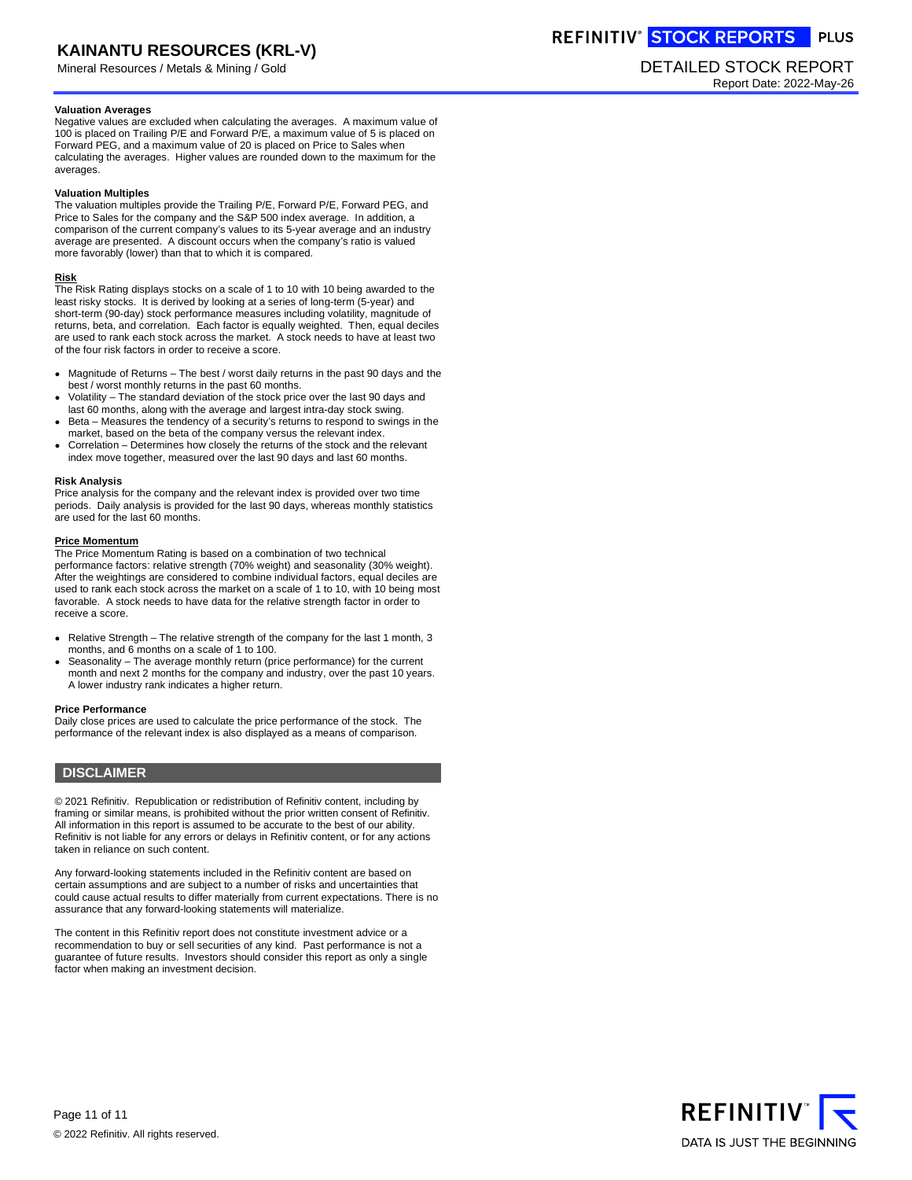### Valuation Averages

Negative values are excluded when calculating the averages. A maximum value of 100 is placed on Trailing P/E and Forward P/E, a maximum value of 5 is placed on Forward PEG, and a maximum value of 20 is placed on Price to Sales when calculating the averages. Higher values are rounded down to the maximum for the averages.

### Valuation Multiples

The valuation multiples provide the Trailing P/E, Forward P/E, Forward PEG, and Price to Sales for the company and the S&P 500 index average. In addition, a comparison of the current company's values to its 5-year average and an industry average are presented. A discount occurs when the company's ratio is valued more favorably (lower) than that to which it is compared.

### Risk

The Risk Rating displays stocks on a scale of 1 to 10 with 10 being awarded to the least risky stocks. It is derived by looking at a series of long-term (5-year) and short-term (90-day) stock performance measures including volatility, magnitude of returns, beta, and correlation. Each factor is equally weighted. Then, equal deciles are used to rank each stock across the market. A stock needs to have at least two of the four risk factors in order to receive a score.

- Magnitude of Returns – The best / worst daily returns in the past 90 days and the best / worst monthly returns in the past 60 months.
- Volatility – The standard deviation of the stock price over the last 90 days and last 60 months, along with the average and largest intra-day stock swing.
- Beta – Measures the tendency of a security's returns to respond to swings in the market, based on the beta of the company versus the relevant index.
- Correlation – Determines how closely the returns of the stock and the relevant index move together, measured over the last 90 days and last 60 months.

### Risk Analysis

Price analysis for the company and the relevant index is provided over two time periods. Daily analysis is provided for the last 90 days, whereas monthly statistics are used for the last 60 months.

### Price Momentum

The Price Momentum Rating is based on a combination of two technical performance factors: relative strength (70% weight) and seasonality (30% weight). After the weightings are considered to combine individual factors, equal deciles are used to rank each stock across the market on a scale of 1 to 10, with 10 being most favorable. A stock needs to have data for the relative strength factor in order to receive a score.

- Relative Strength – The relative strength of the company for the last 1 month, 3 months, and 6 months on a scale of 1 to 100.
- Seasonality – The average monthly return (price performance) for the current month and next 2 months for the company and industry, over the past 10 years. A lower industry rank indicates a higher return.

### Price Performance

Daily close prices are used to calculate the price performance of the stock. The performance of the relevant index is also displayed as a means of comparison.

## DISCLAIMER

© 2021 Refinitiv. Republication or redistribution of Refinitiv content, including by framing or similar means, is prohibited without the prior written consent of Refinitiv. All information in this report is assumed to be accurate to the best of our ability. Refinitiv is not liable for any errors or delays in Refinitiv content, or for any actions taken in reliance on such content.

Any forward-looking statements included in the Refinitiv content are based on certain assumptions and are subject to a number of risks and uncertainties that could cause actual results to differ materially from current expectations. There is no assurance that any forward-looking statements will materialize.

The content in this Refinitiv report does not constitute investment advice or a recommendation to buy or sell securities of any kind. Past performance is not a guarantee of future results. Investors should consider this report as only a single factor when making an investment decision.